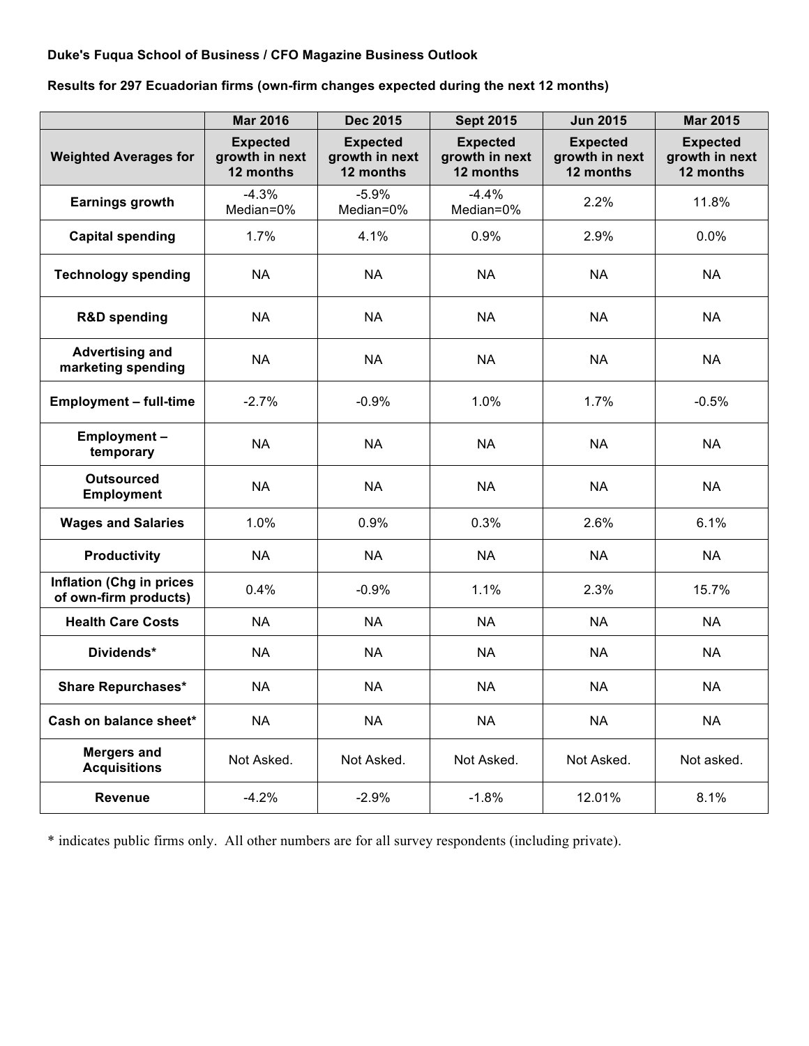**Duke's Fuqua School of Business / CFO Magazine Business Outlook**

**Results for 297 Ecuadorian firms (own-firm changes expected during the next 12 months)**

| | **Mar 2016** | **Dec 2015** | **Sept 2015** | **Jun 2015** | **Mar 2015** |
|---|---|---|---|---|---|
| **Weighted Averages for** | **Expected growth in next 12 months** | **Expected growth in next 12 months** | **Expected growth in next 12 months** | **Expected growth in next 12 months** | **Expected growth in next 12 months** |
| **Earnings growth** | -4.3% Median=0% | -5.9% Median=0% | -4.4% Median=0% | 2.2% | 11.8% |
| **Capital spending** | 1.7% | 4.1% | 0.9% | 2.9% | 0.0% |
| **Technology spending** | NA | NA | NA | NA | NA |
| **R&D spending** | NA | NA | NA | NA | NA |
| **Advertising and marketing spending** | NA | NA | NA | NA | NA |
| **Employment – full-time** | -2.7% | -0.9% | 1.0% | 1.7% | -0.5% |
| **Employment – temporary** | NA | NA | NA | NA | NA |
| **Outsourced Employment** | NA | NA | NA | NA | NA |
| **Wages and Salaries** | 1.0% | 0.9% | 0.3% | 2.6% | 6.1% |
| **Productivity** | NA | NA | NA | NA | NA |
| **Inflation (Chg in prices of own-firm products)** | 0.4% | -0.9% | 1.1% | 2.3% | 15.7% |
| **Health Care Costs** | NA | NA | NA | NA | NA |
| **Dividends*** | NA | NA | NA | NA | NA |
| **Share Repurchases*** | NA | NA | NA | NA | NA |
| **Cash on balance sheet*** | NA | NA | NA | NA | NA |
| **Mergers and Acquisitions** | Not Asked. | Not Asked. | Not Asked. | Not Asked. | Not asked. |
| **Revenue** | -4.2% | -2.9% | -1.8% | 12.01% | 8.1% |

* indicates public firms only. All other numbers are for all survey respondents (including private).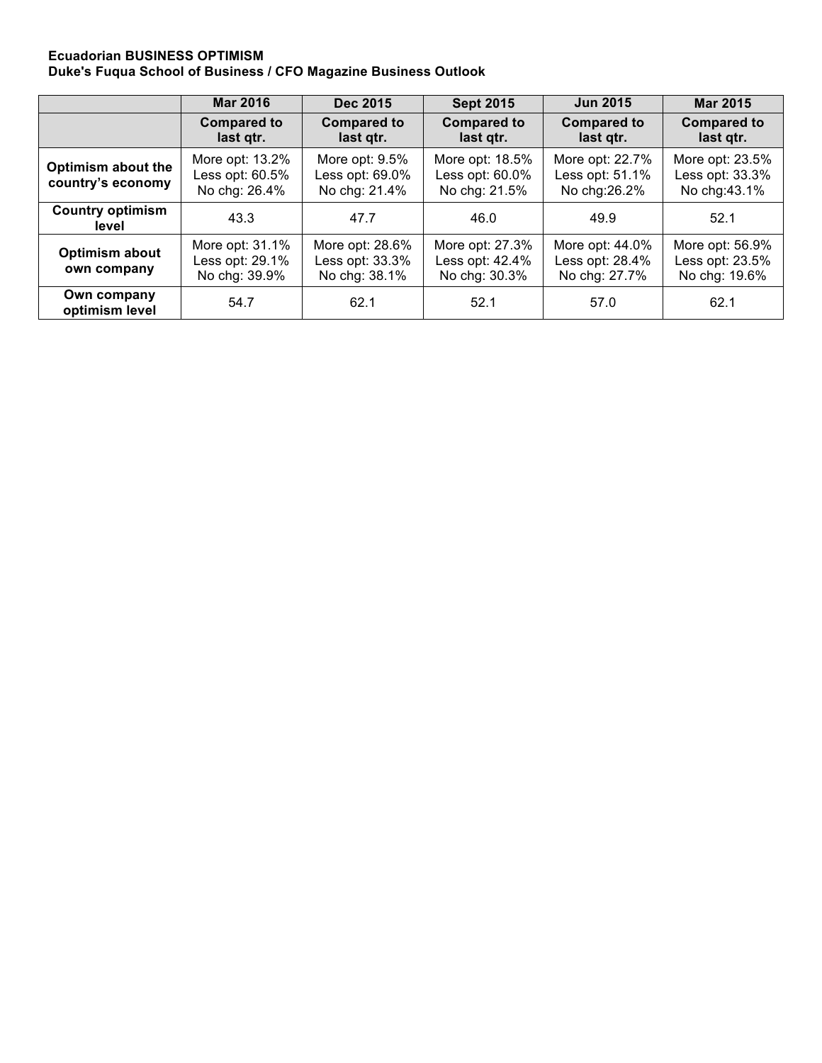**Ecuadorian BUSINESS OPTIMISM**
**Duke's Fuqua School of Business / CFO Magazine Business Outlook**

| | Mar 2016 | Dec 2015 | Sept 2015 | Jun 2015 | Mar 2015 |
|---|---|---|---|---|---|
| | **Compared to last qtr.** | **Compared to last qtr.** | **Compared to last qtr.** | **Compared to last qtr.** | **Compared to last qtr.** |
| **Optimism about the country's economy** | More opt: 13.2%<br>Less opt: 60.5%<br>No chg: 26.4% | More opt: 9.5%<br>Less opt: 69.0%<br>No chg: 21.4% | More opt: 18.5%<br>Less opt: 60.0%<br>No chg: 21.5% | More opt: 22.7%<br>Less opt: 51.1%<br>No chg:26.2% | More opt: 23.5%<br>Less opt: 33.3%<br>No chg:43.1% |
| **Country optimism level** | 43.3 | 47.7 | 46.0 | 49.9 | 52.1 |
| **Optimism about own company** | More opt: 31.1%<br>Less opt: 29.1%<br>No chg: 39.9% | More opt: 28.6%<br>Less opt: 33.3%<br>No chg: 38.1% | More opt: 27.3%<br>Less opt: 42.4%<br>No chg: 30.3% | More opt: 44.0%<br>Less opt: 28.4%<br>No chg: 27.7% | More opt: 56.9%<br>Less opt: 23.5%<br>No chg: 19.6% |
| **Own company optimism level** | 54.7 | 62.1 | 52.1 | 57.0 | 62.1 |